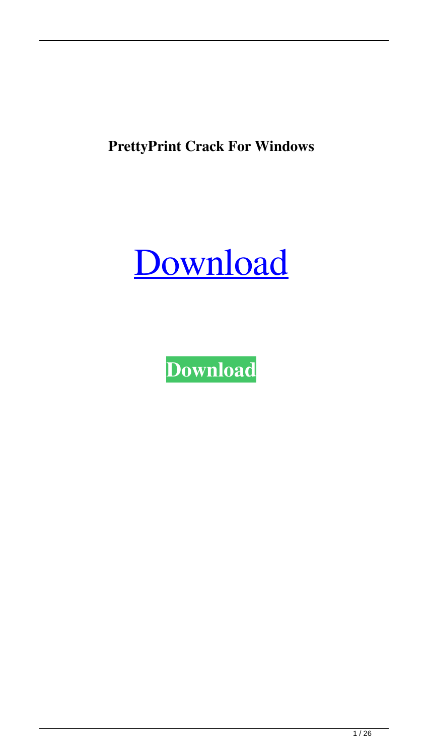**PrettyPrint Crack For Windows**

[Download]

**Download**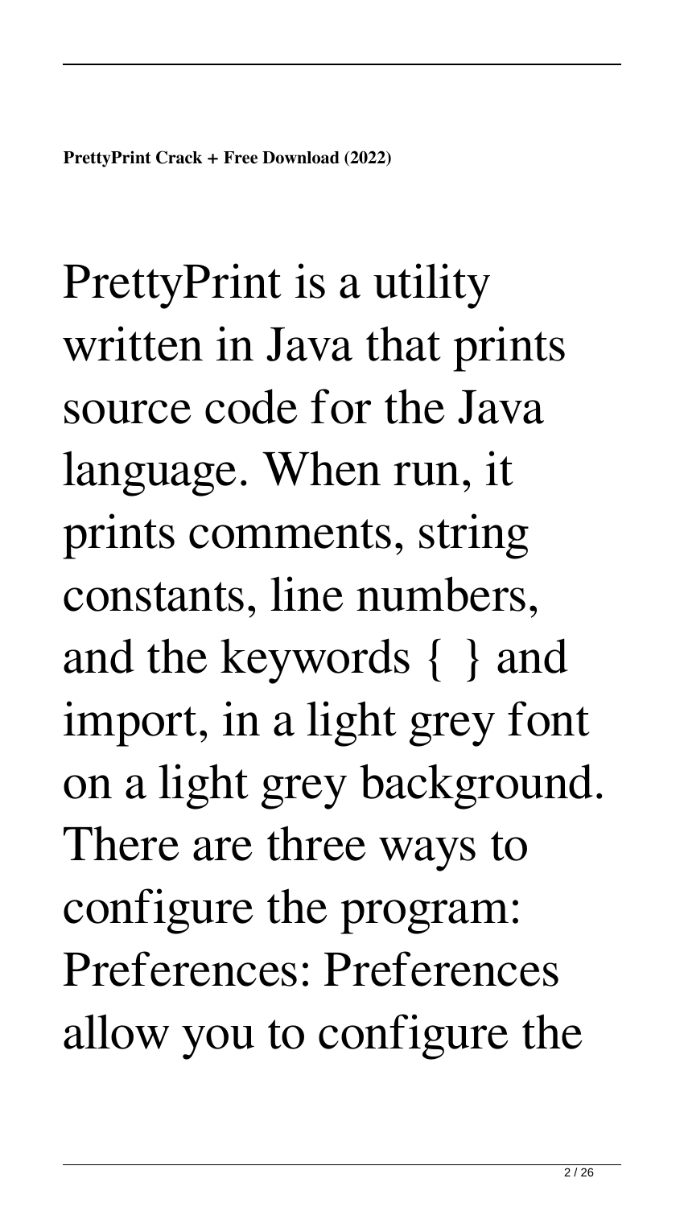**PrettyPrint Crack + Free Download (2022)**

PrettyPrint is a utility written in Java that prints source code for the Java language. When run, it prints comments, string constants, line numbers, and the keywords { } and import, in a light grey font on a light grey background. There are three ways to configure the program: Preferences: Preferences allow you to configure the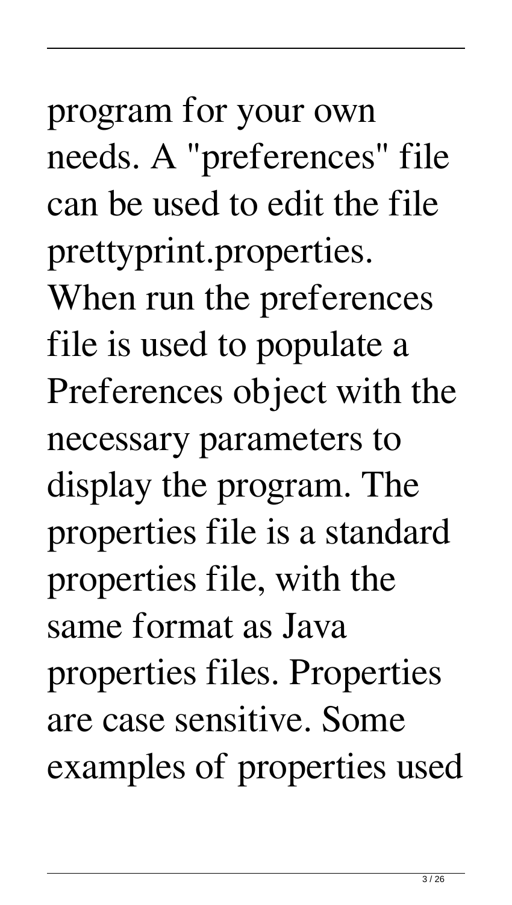program for your own needs. A "preferences" file can be used to edit the file prettyprint.properties. When run the preferences file is used to populate a Preferences object with the necessary parameters to display the program. The properties file is a standard properties file, with the same format as Java properties files. Properties are case sensitive. Some examples of properties used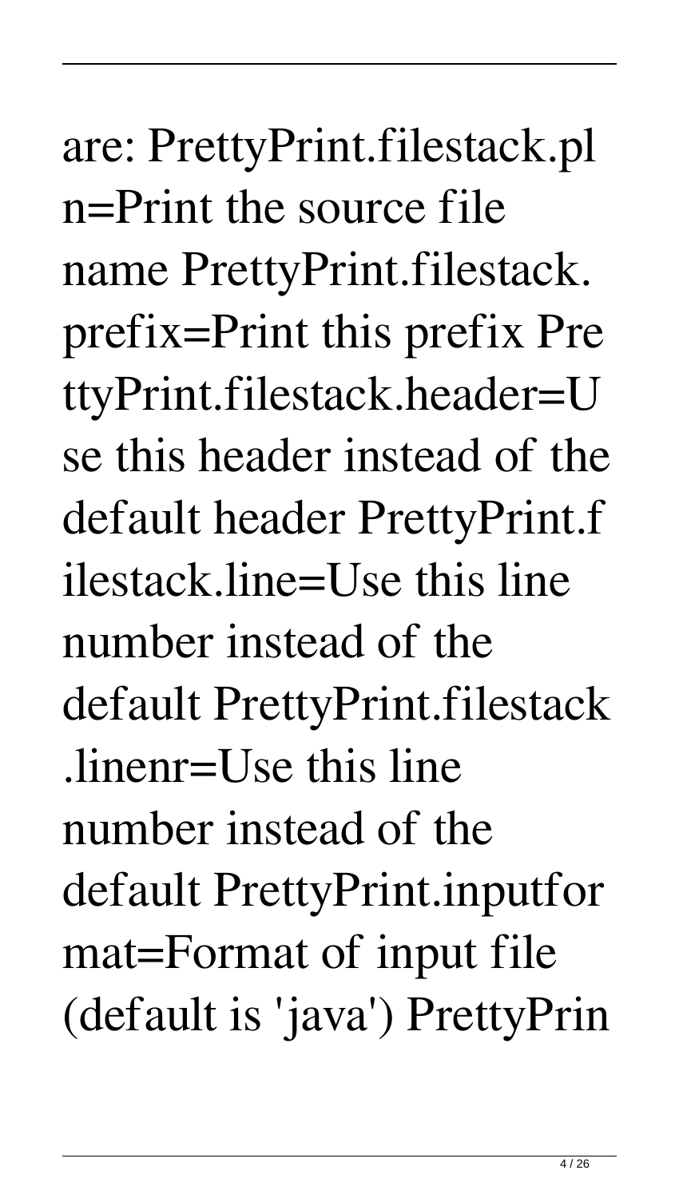are: PrettyPrint.filestack.pln=Print the source file name PrettyPrint.filestack.prefix=Print this prefix PrettyPrint.filestack.header=Use this header instead of the default header PrettyPrint.filestack.line=Use this line number instead of the default PrettyPrint.filestack.linenr=Use this line number instead of the default PrettyPrint.inputformat=Format of input file (default is 'java') PrettyPrin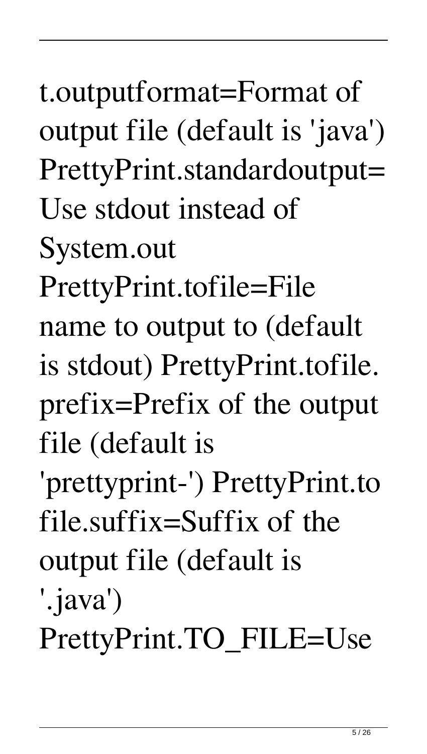t.outputformat=Format of output file (default is 'java') PrettyPrint.standardoutput= Use stdout instead of System.out PrettyPrint.tofile=File name to output to (default is stdout) PrettyPrint.tofile.prefix=Prefix of the output file (default is 'prettyprint-') PrettyPrint.tofile.suffix=Suffix of the output file (default is '.java') PrettyPrint.TO_FILE=Use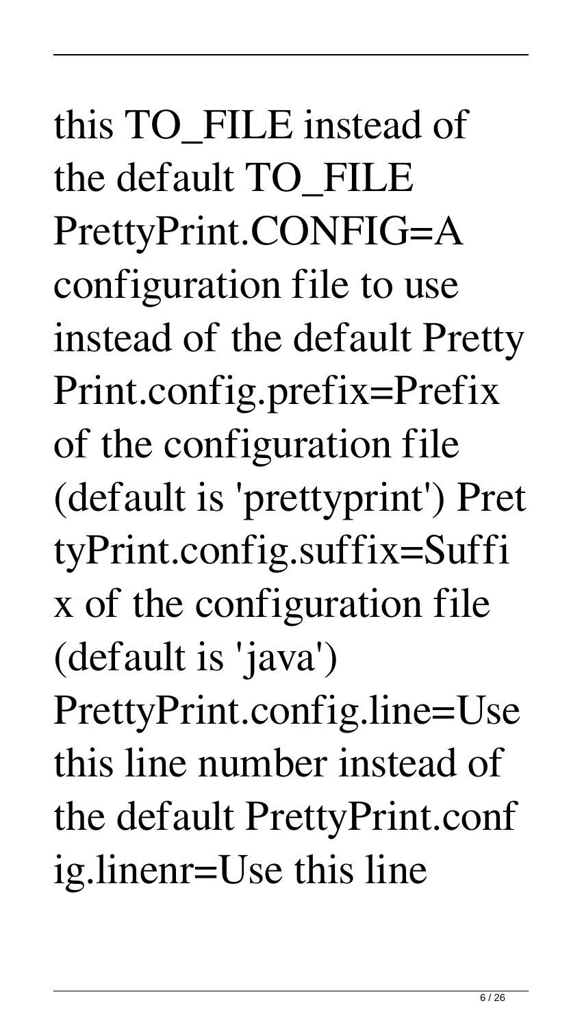this TO_FILE instead of the default TO_FILE PrettyPrint.CONFIG=A configuration file to use instead of the default Pretty Print.config.prefix=Prefix of the configuration file (default is 'prettyprint') Pret tyPrint.config.suffix=Suffi x of the configuration file (default is 'java') PrettyPrint.config.line=Use this line number instead of the default PrettyPrint.conf ig.linenr=Use this line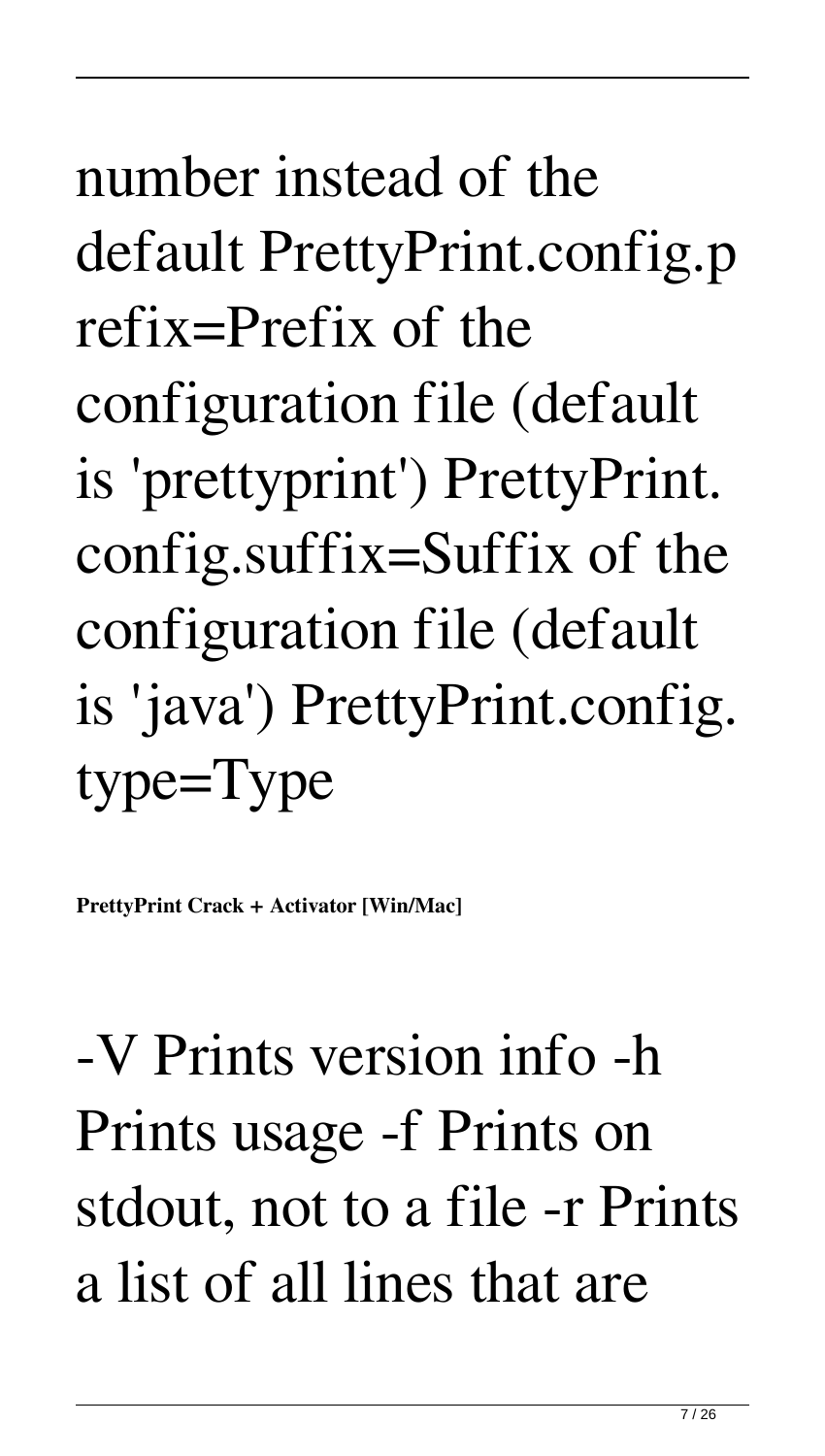number instead of the default PrettyPrint.config.prefix=Prefix of the configuration file (default is 'prettyprint') PrettyPrint.config.suffix=Suffix of the configuration file (default is 'java') PrettyPrint.config.type=Type

**PrettyPrint Crack + Activator [Win/Mac]**

-V Prints version info -h Prints usage -f Prints on stdout, not to a file -r Prints a list of all lines that are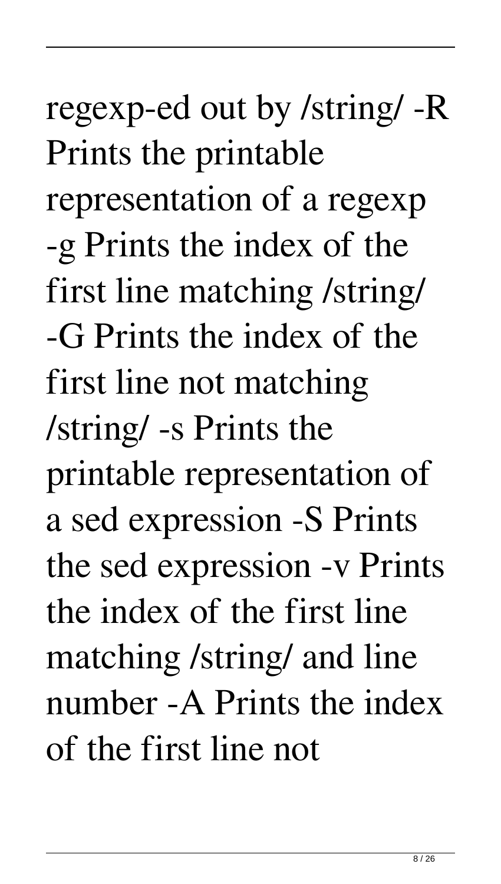regexp-ed out by /string/ -R Prints the printable representation of a regexp -g Prints the index of the first line matching /string/ -G Prints the index of the first line not matching /string/ -s Prints the printable representation of a sed expression -S Prints the sed expression -v Prints the index of the first line matching /string/ and line number -A Prints the index of the first line not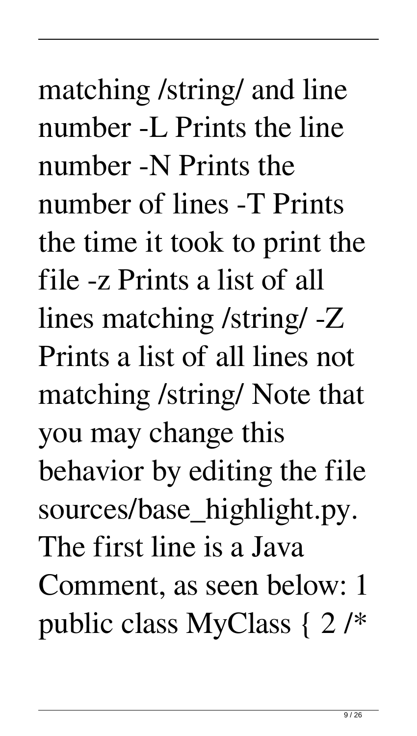matching /string/ and line number -L Prints the line number -N Prints the number of lines -T Prints the time it took to print the file -z Prints a list of all lines matching /string/ -Z Prints a list of all lines not matching /string/ Note that you may change this behavior by editing the file sources/base_highlight.py. The first line is a Java Comment, as seen below: 1 public class MyClass { 2 /*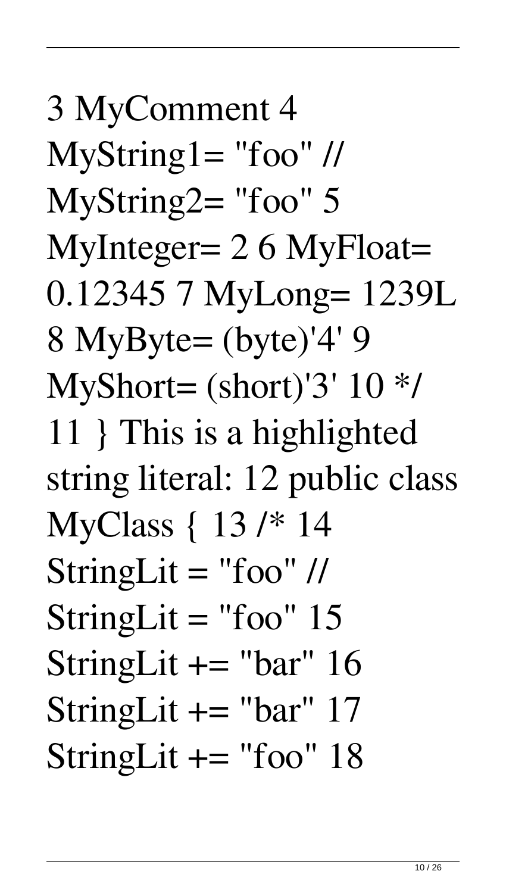3 MyComment 4 MyString1= "foo" // MyString2= "foo" 5 MyInteger= 2 6 MyFloat= 0.12345 7 MyLong= 1239L 8 MyByte= (byte)'4' 9 MyShort= (short)'3' 10 */ 11 } This is a highlighted string literal: 12 public class MyClass { 13 /* 14 StringLit = "foo" // StringLit = "foo" 15 StringLit += "bar" 16 StringLit += "bar" 17 StringLit += "foo" 18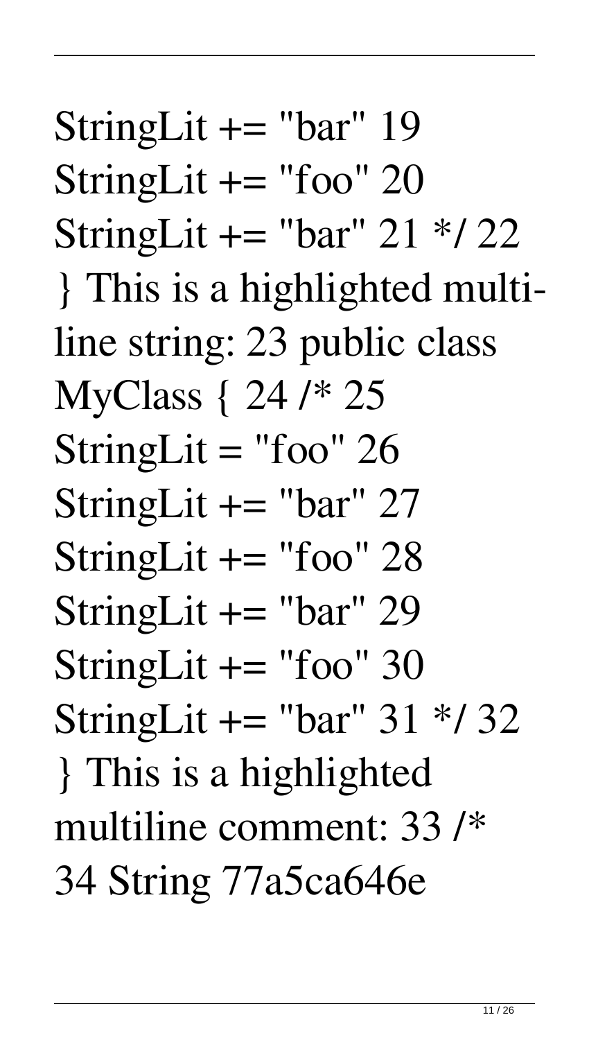StringLit += "bar" 19 StringLit += "foo" 20 StringLit += "bar" 21 */ 22 } This is a highlighted multi-line string: 23 public class MyClass { 24 /* 25 StringLit = "foo" 26 StringLit += "bar" 27 StringLit += "foo" 28 StringLit += "bar" 29 StringLit += "foo" 30 StringLit += "bar" 31 */ 32 } This is a highlighted multiline comment: 33 /* 34 String 77a5ca646e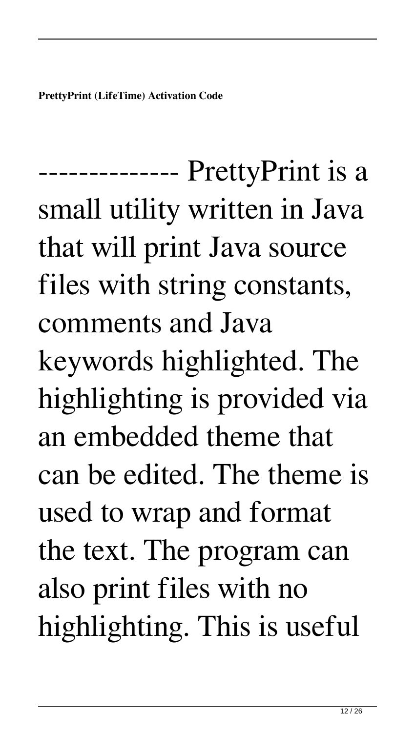**PrettyPrint (LifeTime) Activation Code**

-------------- PrettyPrint is a small utility written in Java that will print Java source files with string constants, comments and Java keywords highlighted. The highlighting is provided via an embedded theme that can be edited. The theme is used to wrap and format the text. The program can also print files with no highlighting. This is useful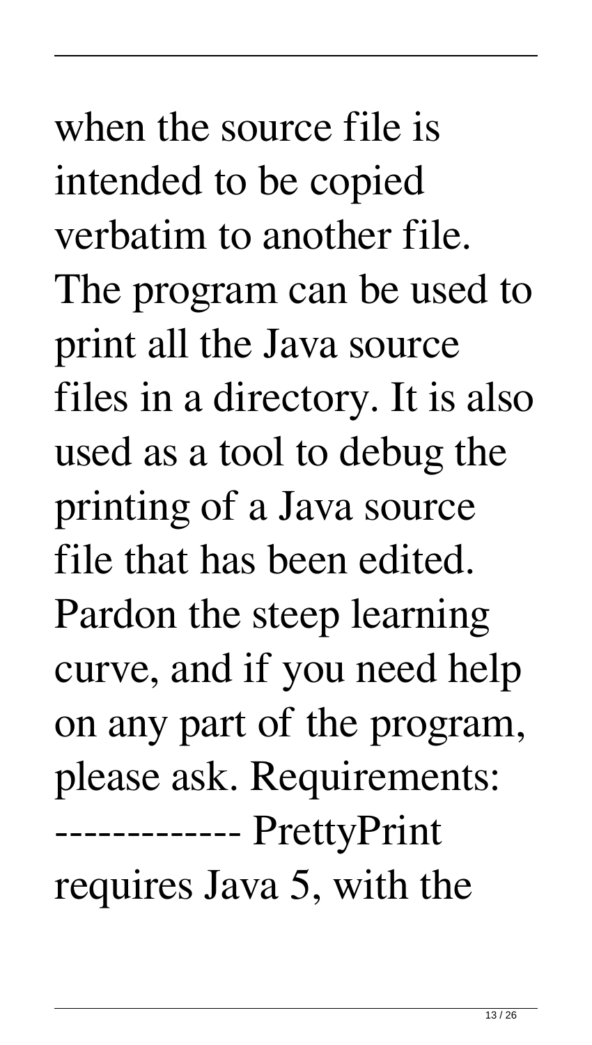when the source file is intended to be copied verbatim to another file. The program can be used to print all the Java source files in a directory. It is also used as a tool to debug the printing of a Java source file that has been edited. Pardon the steep learning curve, and if you need help on any part of the program, please ask. Requirements: ------------- PrettyPrint requires Java 5, with the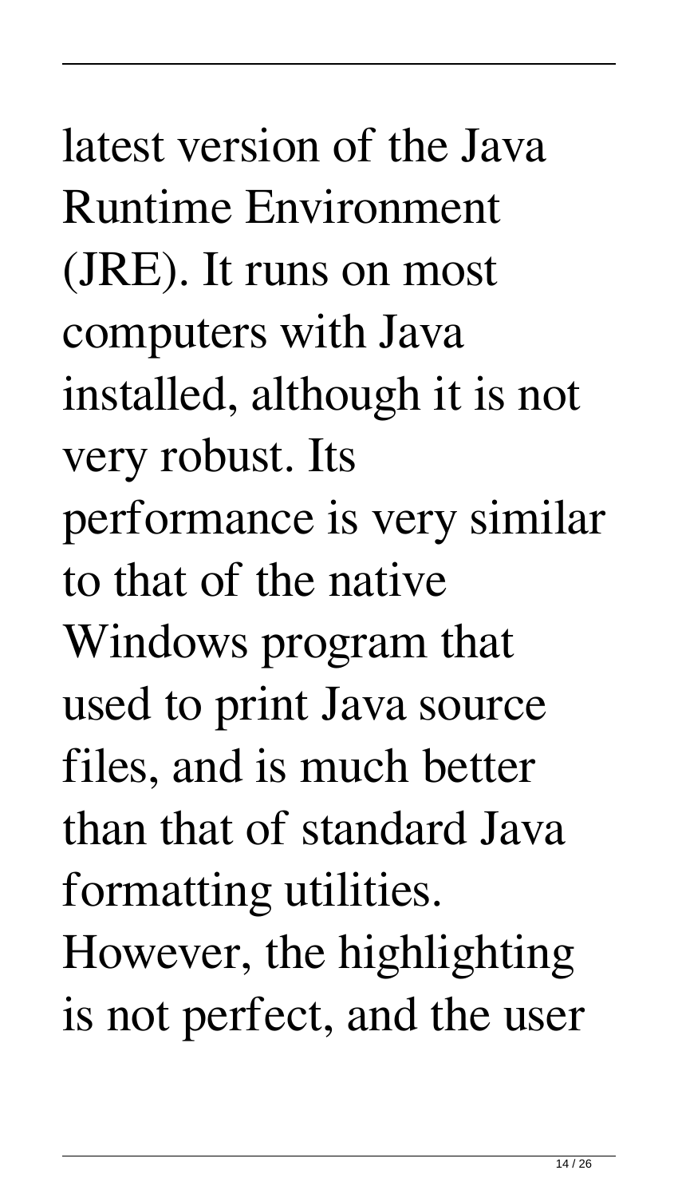latest version of the Java Runtime Environment (JRE). It runs on most computers with Java installed, although it is not very robust. Its performance is very similar to that of the native Windows program that used to print Java source files, and is much better than that of standard Java formatting utilities. However, the highlighting is not perfect, and the user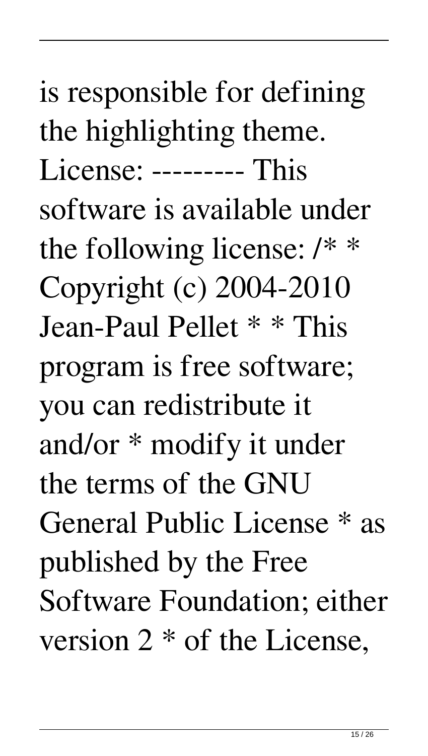is responsible for defining the highlighting theme. License: --------- This software is available under the following license: /* * Copyright (c) 2004-2010 Jean-Paul Pellet * * This program is free software; you can redistribute it and/or * modify it under the terms of the GNU General Public License * as published by the Free Software Foundation; either version 2 * of the License,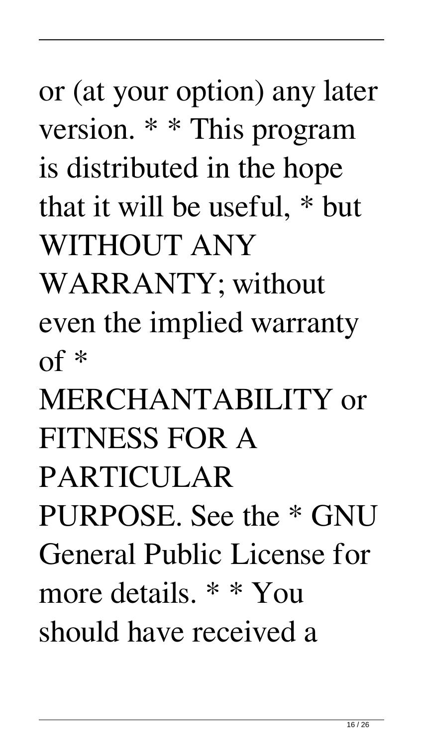or (at your option) any later version. * * This program is distributed in the hope that it will be useful, * but WITHOUT ANY WARRANTY; without even the implied warranty of * MERCHANTABILITY or FITNESS FOR A PARTICULAR PURPOSE. See the * GNU General Public License for more details. * * You should have received a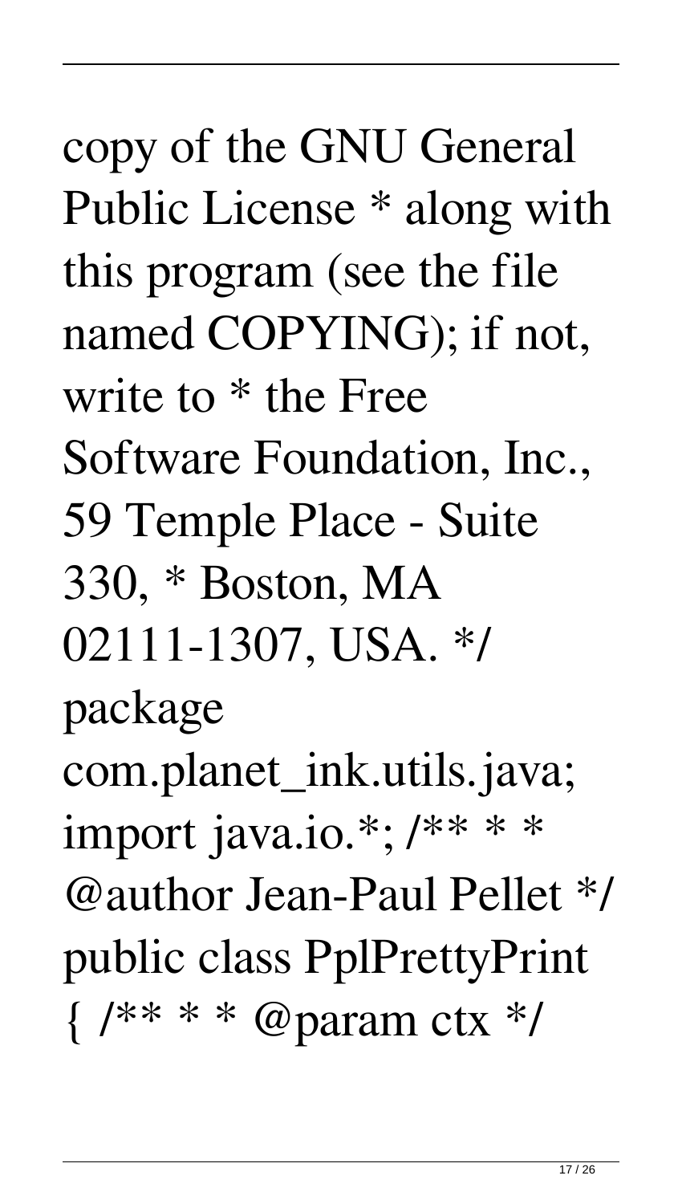copy of the GNU General Public License * along with this program (see the file named COPYING); if not, write to * the Free Software Foundation, Inc., 59 Temple Place - Suite 330, * Boston, MA 02111-1307, USA. */ package com.planet_ink.utils.java; import java.io.*; /** * * @author Jean-Paul Pellet */ public class PplPrettyPrint { /** * * @param ctx */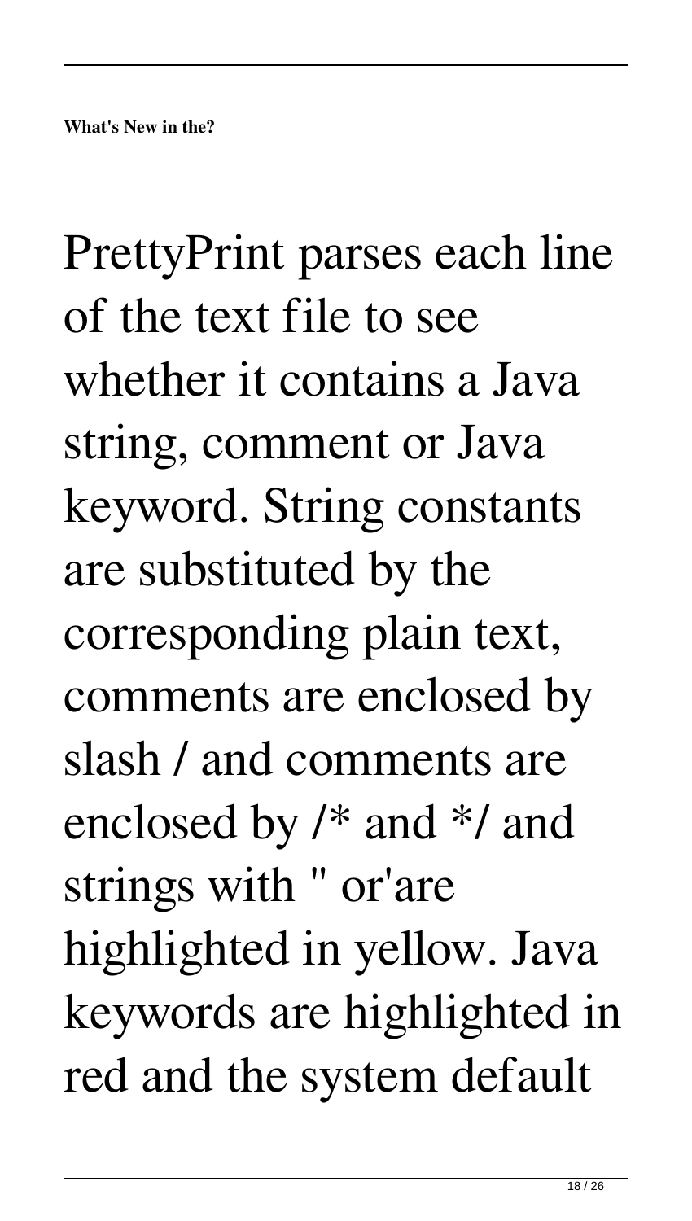**What's New in the?**

PrettyPrint parses each line of the text file to see whether it contains a Java string, comment or Java keyword. String constants are substituted by the corresponding plain text, comments are enclosed by slash / and comments are enclosed by /* and */ and strings with " or'are highlighted in yellow. Java keywords are highlighted in red and the system default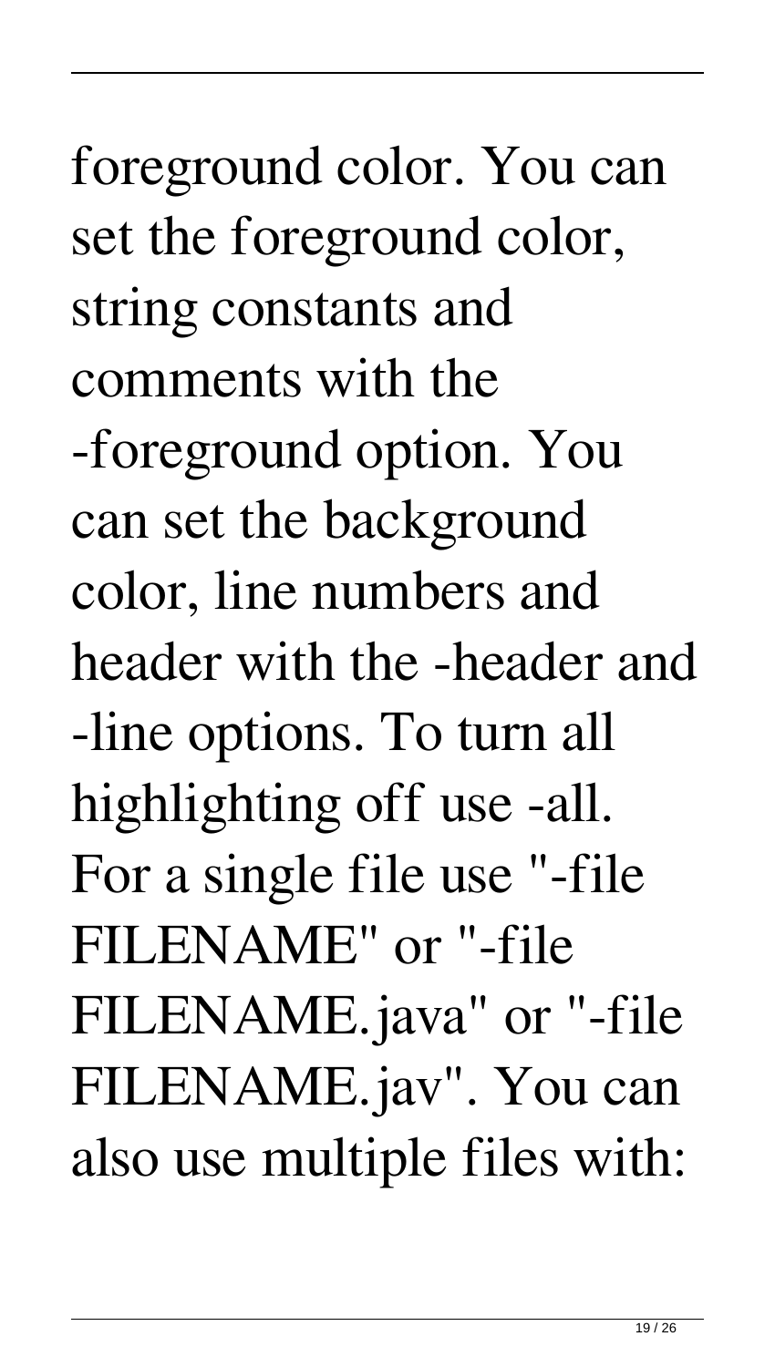foreground color. You can set the foreground color, string constants and comments with the -foreground option. You can set the background color, line numbers and header with the -header and -line options. To turn all highlighting off use -all. For a single file use "-file FILENAME" or "-file FILENAME.java" or "-file FILENAME.jav". You can also use multiple files with: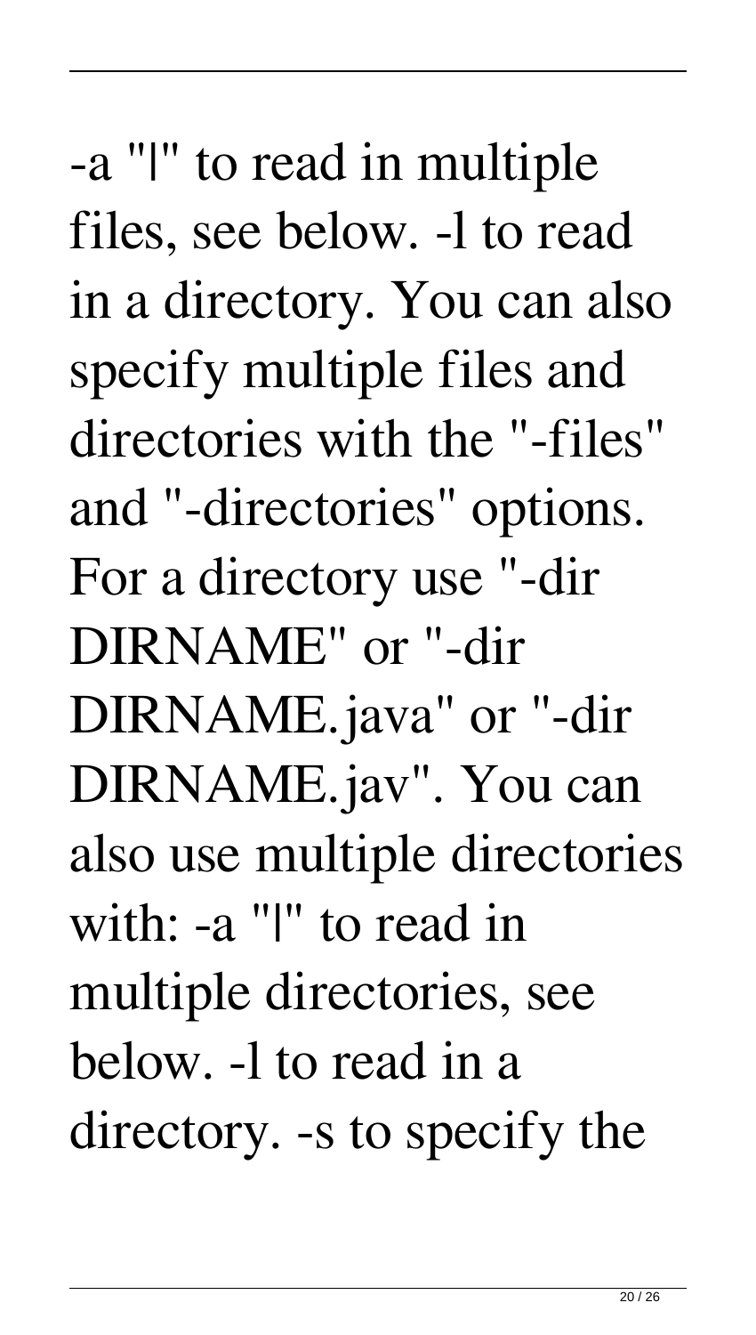-a "|" to read in multiple files, see below. -l to read in a directory. You can also specify multiple files and directories with the "-files" and "-directories" options. For a directory use "-dir DIRNAME" or "-dir DIRNAME.java" or "-dir DIRNAME.jav". You can also use multiple directories with: -a "|" to read in multiple directories, see below. -l to read in a directory. -s to specify the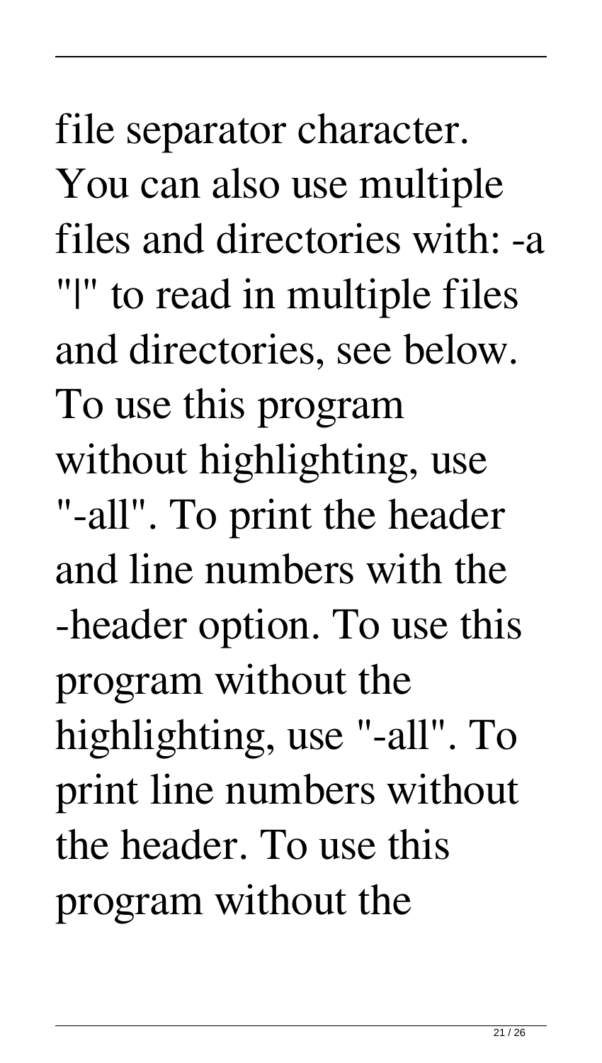file separator character. You can also use multiple files and directories with: -a "|" to read in multiple files and directories, see below. To use this program without highlighting, use "-all". To print the header and line numbers with the -header option. To use this program without the highlighting, use "-all". To print line numbers without the header. To use this program without the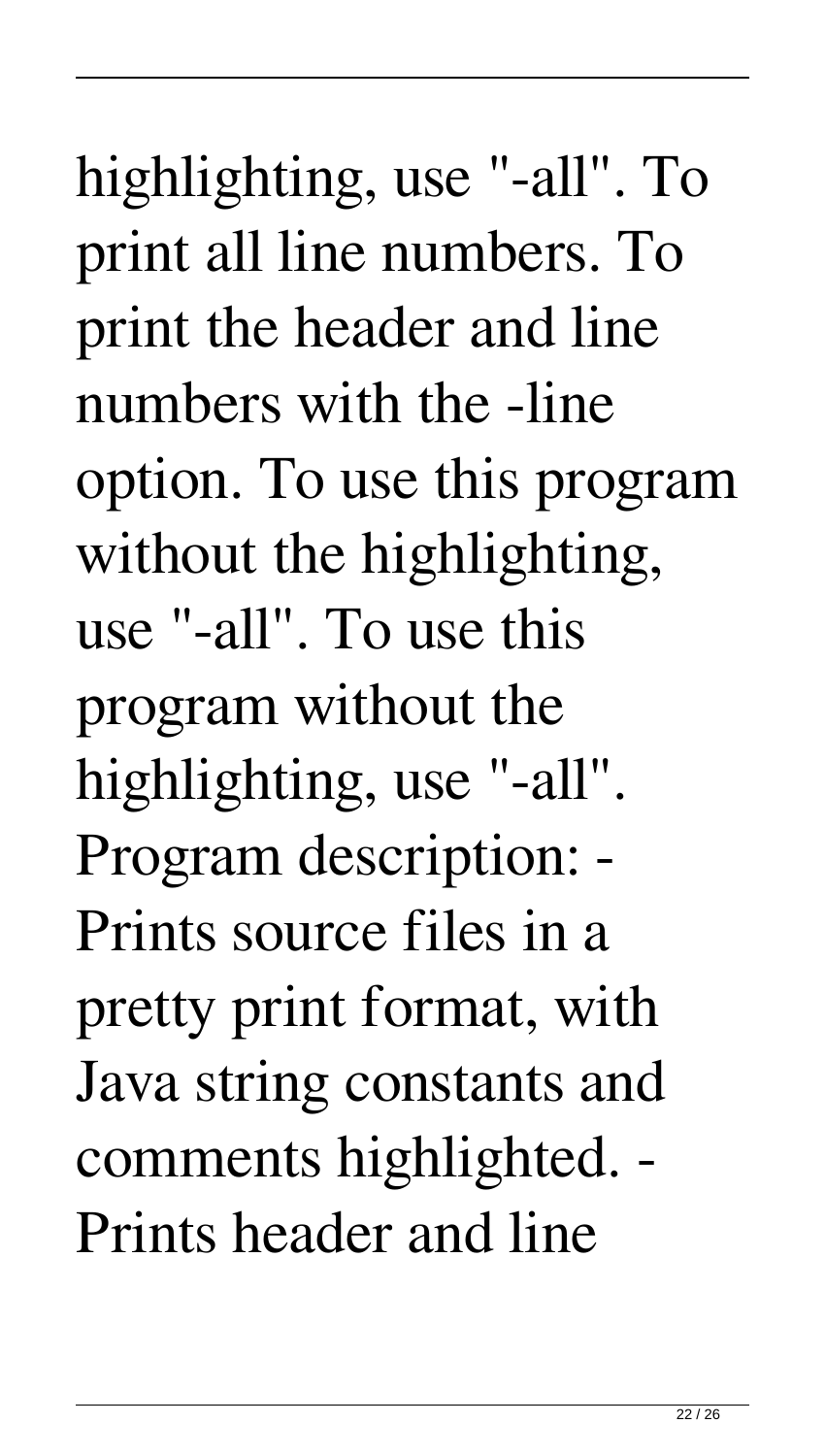highlighting, use "-all". To print all line numbers. To print the header and line numbers with the -line option. To use this program without the highlighting, use "-all". To use this program without the highlighting, use "-all". Program description: - Prints source files in a pretty print format, with Java string constants and comments highlighted. - Prints header and line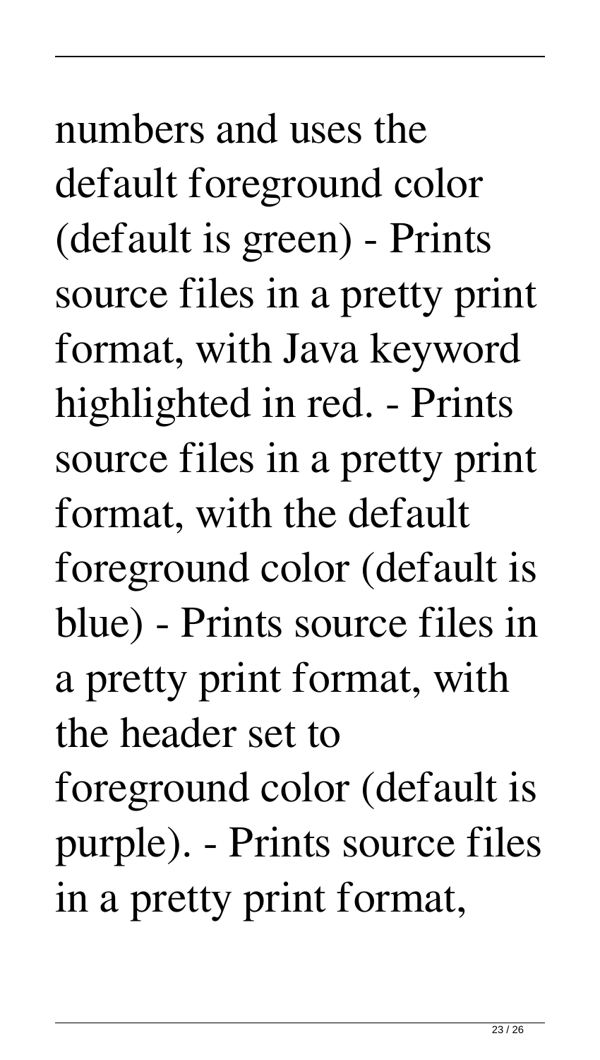numbers and uses the default foreground color (default is green) - Prints source files in a pretty print format, with Java keyword highlighted in red. - Prints source files in a pretty print format, with the default foreground color (default is blue) - Prints source files in a pretty print format, with the header set to foreground color (default is purple). - Prints source files in a pretty print format,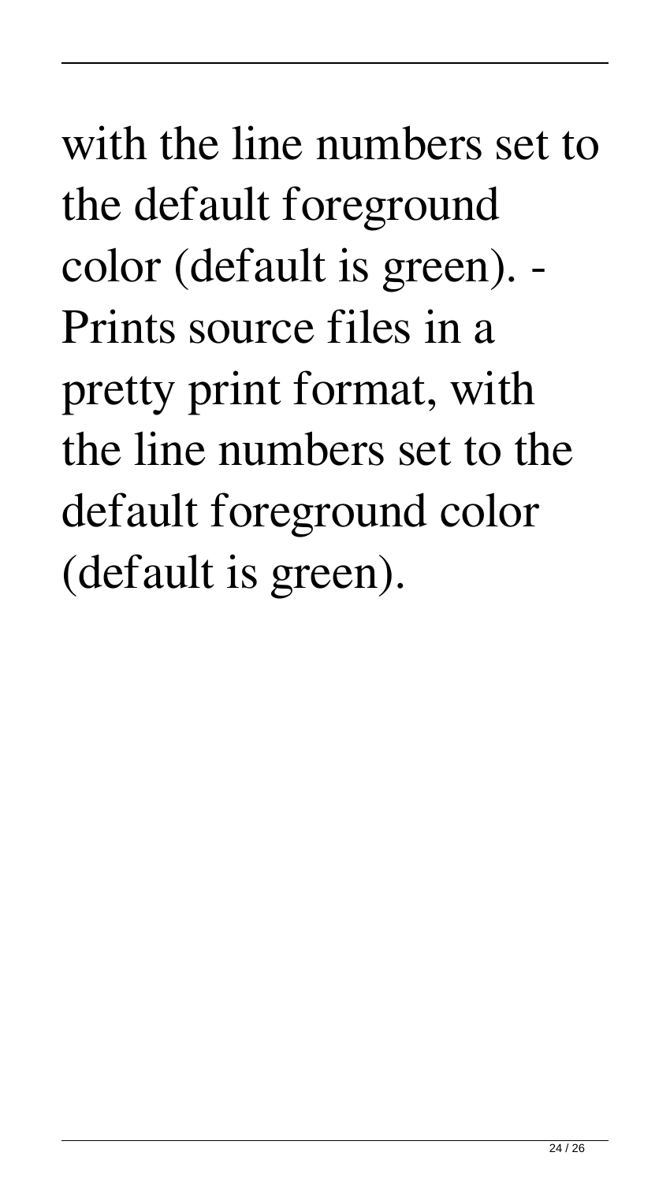with the line numbers set to the default foreground color (default is green). - Prints source files in a pretty print format, with the line numbers set to the default foreground color (default is green).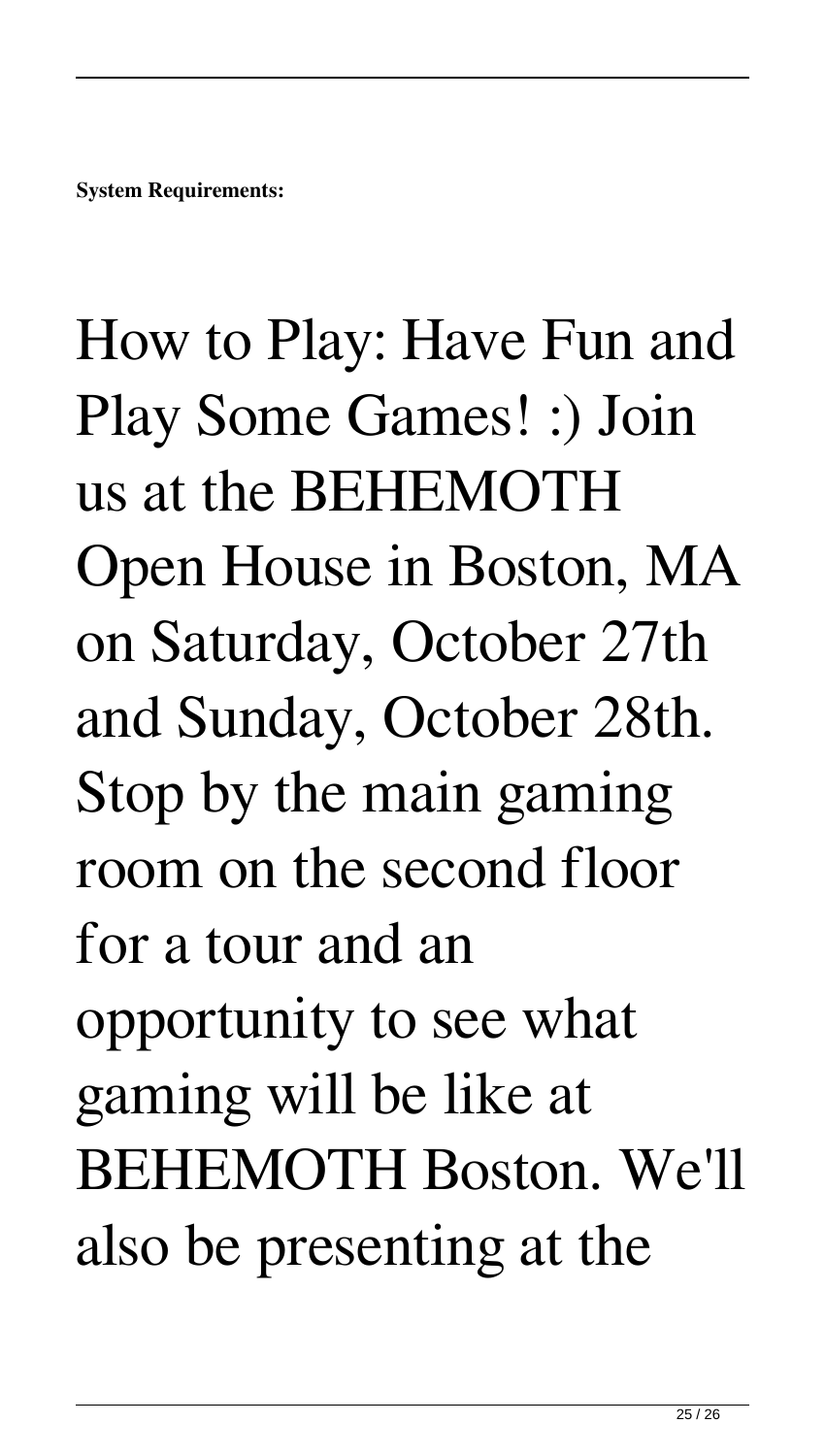**System Requirements:**

How to Play: Have Fun and Play Some Games! :) Join us at the BEHEMOTH Open House in Boston, MA on Saturday, October 27th and Sunday, October 28th. Stop by the main gaming room on the second floor for a tour and an opportunity to see what gaming will be like at BEHEMOTH Boston. We'll also be presenting at the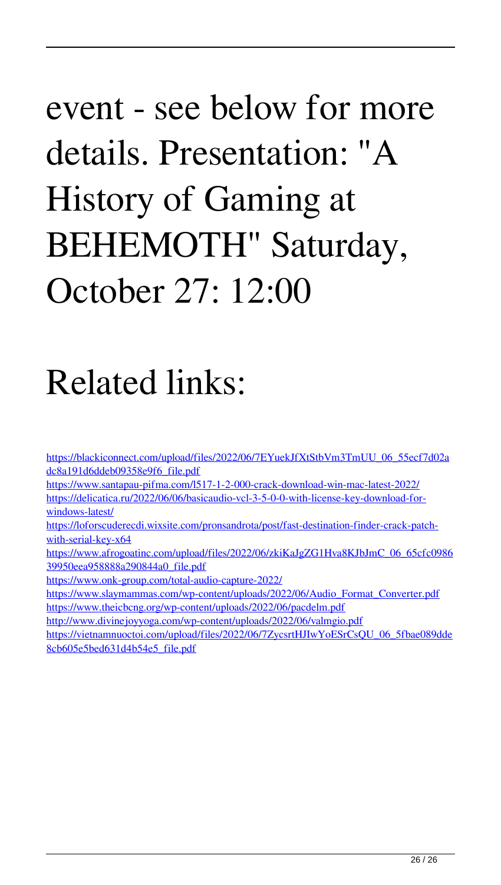event - see below for more details. Presentation: "A History of Gaming at BEHEMOTH" Saturday, October 27: 12:00

# Related links:

https://blackiconnect.com/upload/files/2022/06/7EYuekJfXtStbVm3TmUU_06_55ecf7d02adc8a191d6ddeb09358e9f6_file.pdf
https://www.santapau-pifma.com/l517-1-2-000-crack-download-win-mac-latest-2022/
https://delicatica.ru/2022/06/06/basicaudio-vcl-3-5-0-0-with-license-key-download-for-windows-latest/
https://loforscuderecdi.wixsite.com/pronsandrota/post/fast-destination-finder-crack-patch-with-serial-key-x64
https://www.afrogoatinc.com/upload/files/2022/06/zkiKaJgZG1Hva8KJbJmC_06_65cfc098639950eea958888a290844a0_file.pdf
https://www.onk-group.com/total-audio-capture-2022/
https://www.slaymammas.com/wp-content/uploads/2022/06/Audio_Format_Converter.pdf
https://www.theicbcng.org/wp-content/uploads/2022/06/pacdelm.pdf
http://www.divinejoyyoga.com/wp-content/uploads/2022/06/valmgio.pdf
https://vietnamnuoctoi.com/upload/files/2022/06/7ZycsrtHJIwYoESrCsQU_06_5fbae089dde8cb605e5bed631d4b54e5_file.pdf